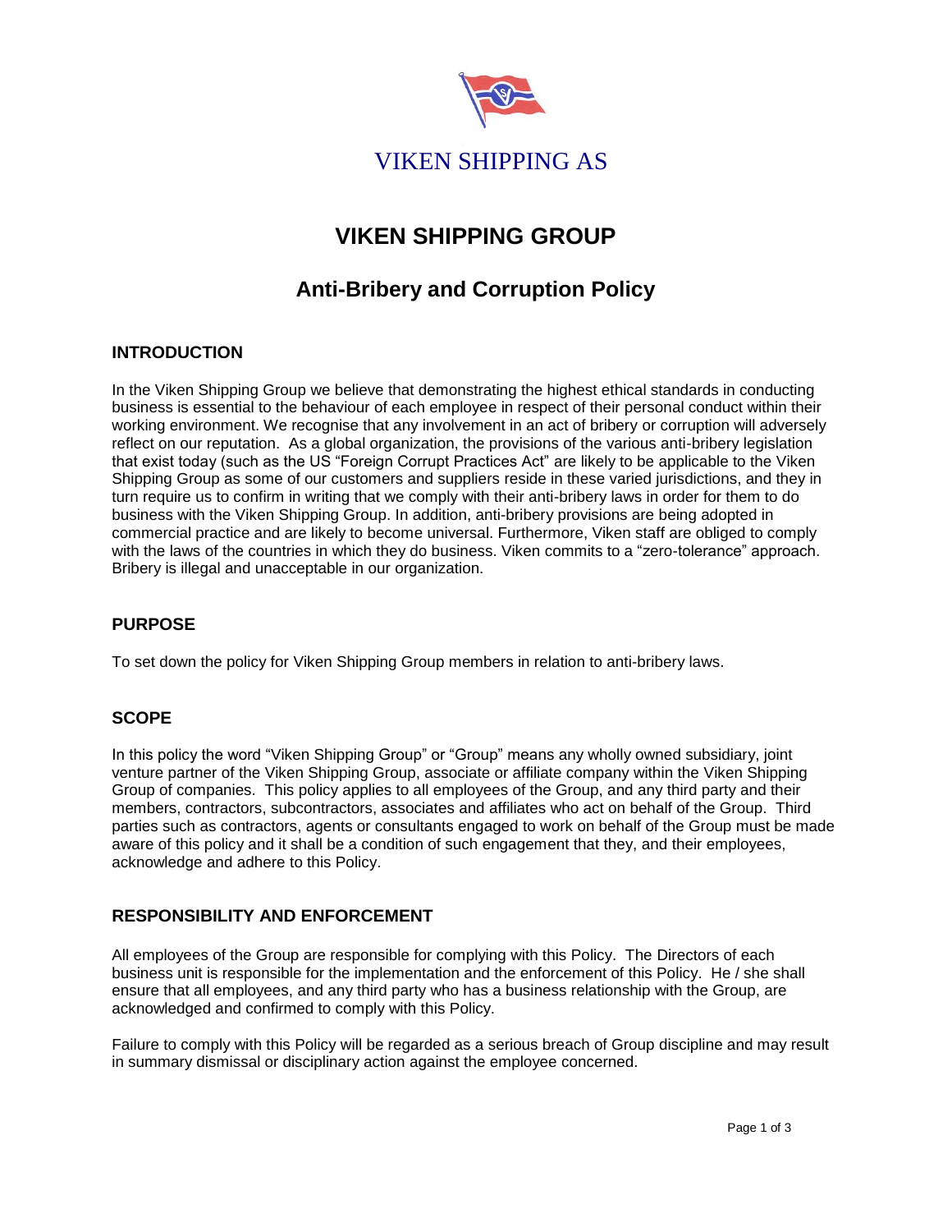VIKEN SHIPPING AS

# VIKEN SHIPPING GROUP

## Anti-Bribery and Corruption Policy

### INTRODUCTION

In the Viken Shipping Group we believe that demonstrating the highest ethical standards in conducting business is essential to the behaviour of each employee in respect of their personal conduct within their working environment. We recognise that any involvement in an act of bribery or corruption will adversely reflect on our reputation. As a global organization, the provisions of the various anti-bribery legislation that exist today (such as the US "Foreign Corrupt Practices Act" are likely to be applicable to the Viken Shipping Group as some of our customers and suppliers reside in these varied jurisdictions, and they in turn require us to confirm in writing that we comply with their anti-bribery laws in order for them to do business with the Viken Shipping Group. In addition, anti-bribery provisions are being adopted in commercial practice and are likely to become universal. Furthermore, Viken staff are obliged to comply with the laws of the countries in which they do business. Viken commits to a "zero-tolerance" approach. Bribery is illegal and unacceptable in our organization.

### PURPOSE

To set down the policy for Viken Shipping Group members in relation to anti-bribery laws.

### SCOPE

In this policy the word "Viken Shipping Group" or "Group" means any wholly owned subsidiary, joint venture partner of the Viken Shipping Group, associate or affiliate company within the Viken Shipping Group of companies. This policy applies to all employees of the Group, and any third party and their members, contractors, subcontractors, associates and affiliates who act on behalf of the Group. Third parties such as contractors, agents or consultants engaged to work on behalf of the Group must be made aware of this policy and it shall be a condition of such engagement that they, and their employees, acknowledge and adhere to this Policy.

### RESPONSIBILITY AND ENFORCEMENT

All employees of the Group are responsible for complying with this Policy. The Directors of each business unit is responsible for the implementation and the enforcement of this Policy. He / she shall ensure that all employees, and any third party who has a business relationship with the Group, are acknowledged and confirmed to comply with this Policy.

Failure to comply with this Policy will be regarded as a serious breach of Group discipline and may result in summary dismissal or disciplinary action against the employee concerned.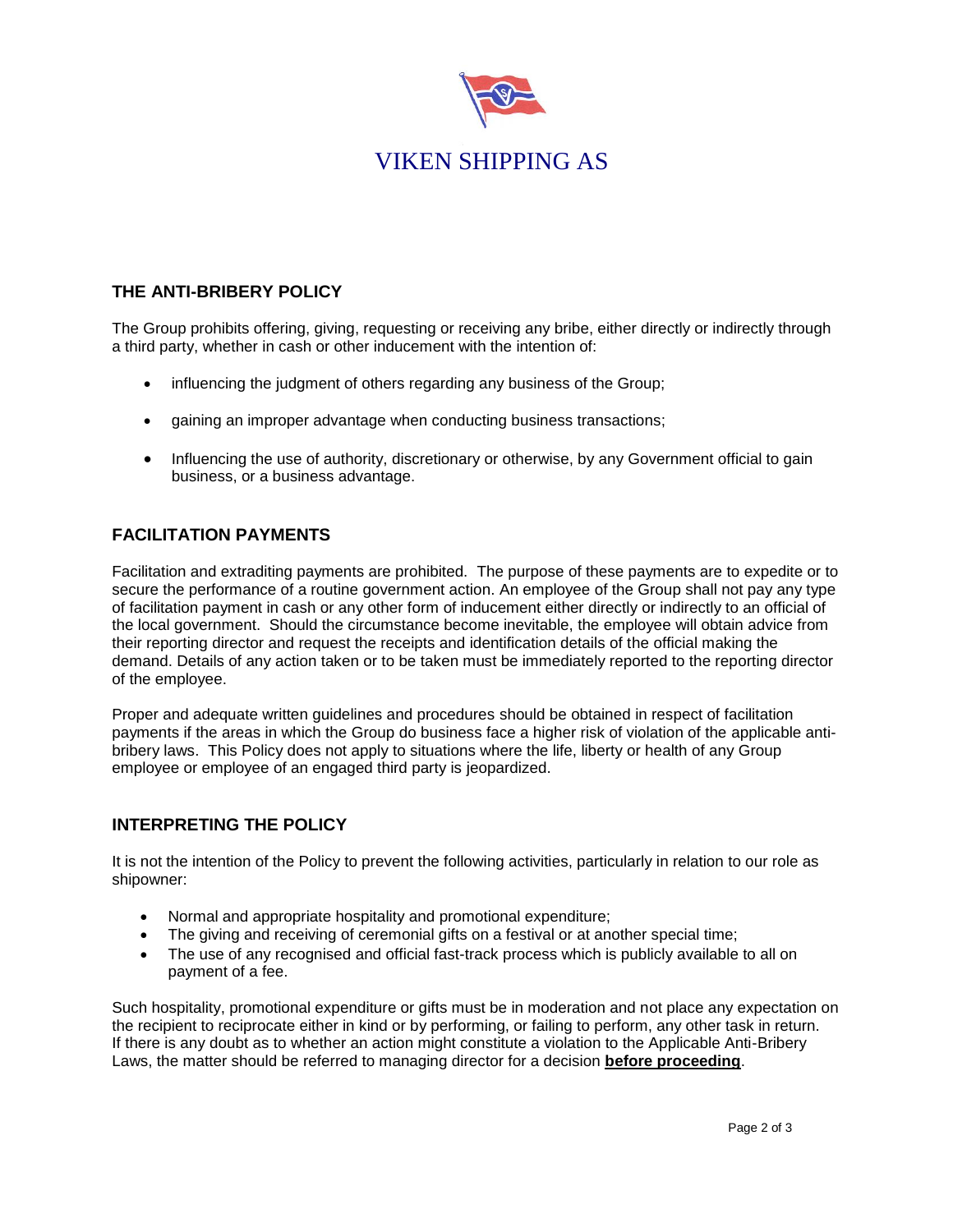VIKEN SHIPPING AS

## THE ANTI-BRIBERY POLICY

The Group prohibits offering, giving, requesting or receiving any bribe, either directly or indirectly through a third party, whether in cash or other inducement with the intention of:

- influencing the judgment of others regarding any business of the Group;
- gaining an improper advantage when conducting business transactions;
- Influencing the use of authority, discretionary or otherwise, by any Government official to gain business, or a business advantage.

## FACILITATION PAYMENTS

Facilitation and extraditing payments are prohibited. The purpose of these payments are to expedite or to secure the performance of a routine government action. An employee of the Group shall not pay any type of facilitation payment in cash or any other form of inducement either directly or indirectly to an official of the local government. Should the circumstance become inevitable, the employee will obtain advice from their reporting director and request the receipts and identification details of the official making the demand. Details of any action taken or to be taken must be immediately reported to the reporting director of the employee.

Proper and adequate written guidelines and procedures should be obtained in respect of facilitation payments if the areas in which the Group do business face a higher risk of violation of the applicable anti-bribery laws. This Policy does not apply to situations where the life, liberty or health of any Group employee or employee of an engaged third party is jeopardized.

## INTERPRETING THE POLICY

It is not the intention of the Policy to prevent the following activities, particularly in relation to our role as shipowner:

- Normal and appropriate hospitality and promotional expenditure;
- The giving and receiving of ceremonial gifts on a festival or at another special time;
- The use of any recognised and official fast-track process which is publicly available to all on payment of a fee.

Such hospitality, promotional expenditure or gifts must be in moderation and not place any expectation on the recipient to reciprocate either in kind or by performing, or failing to perform, any other task in return. If there is any doubt as to whether an action might constitute a violation to the Applicable Anti-Bribery Laws, the matter should be referred to managing director for a decision **before proceeding**.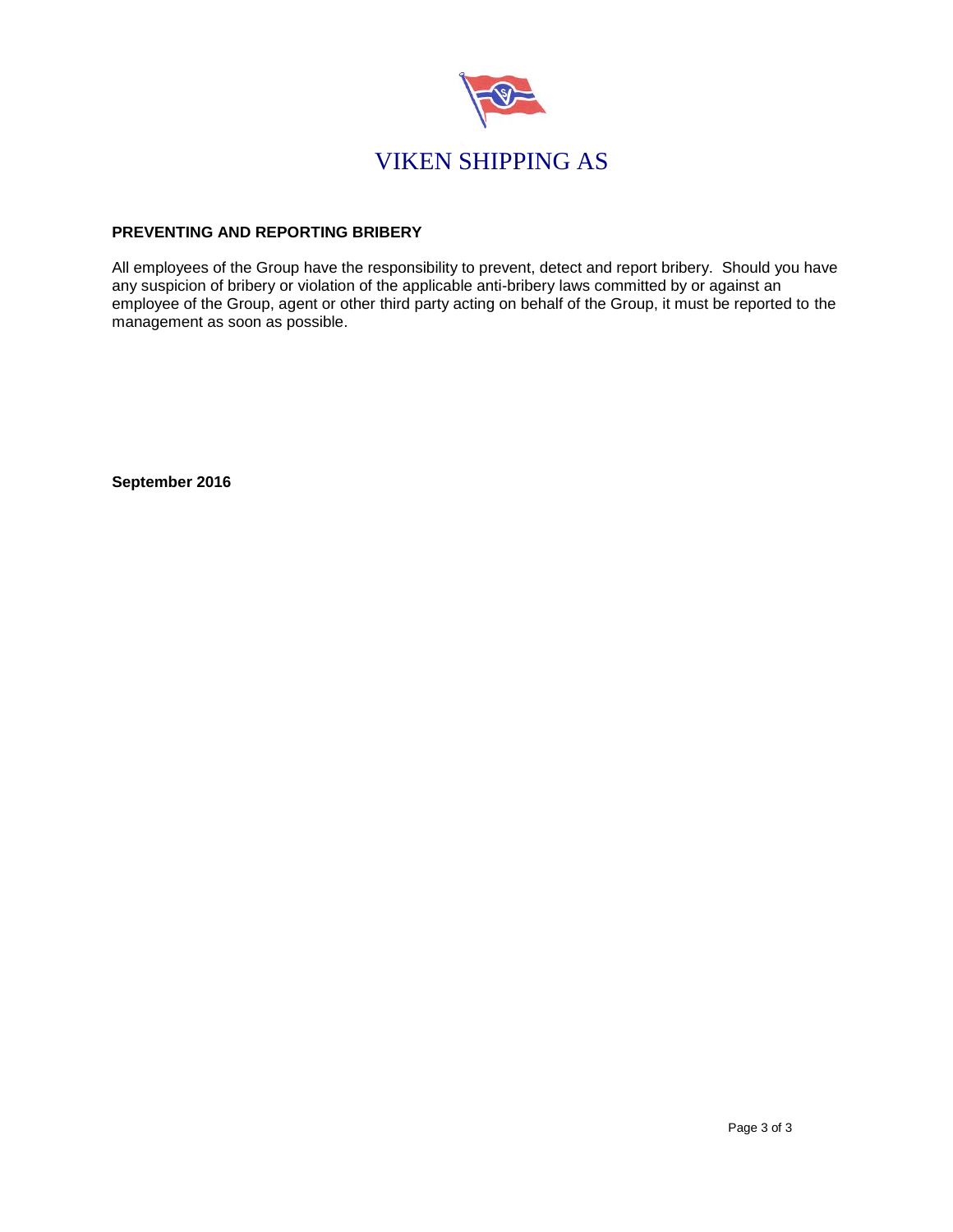VIKEN SHIPPING AS

**PREVENTING AND REPORTING BRIBERY**

All employees of the Group have the responsibility to prevent, detect and report bribery. Should you have any suspicion of bribery or violation of the applicable anti-bribery laws committed by or against an employee of the Group, agent or other third party acting on behalf of the Group, it must be reported to the management as soon as possible.

**September 2016**